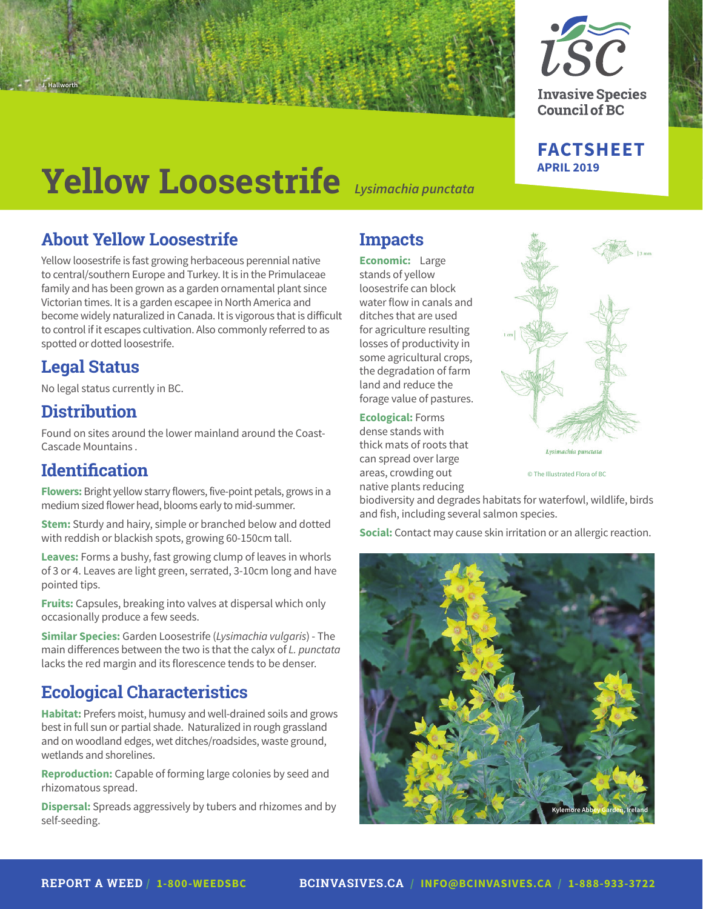Invasive Species Council of BC

**FACTSHEET**
**APRIL 2019**

# Yellow Loosestrife *Lysimachia punctata*

## About Yellow Loosestrife

Yellow loosestrife is fast growing herbaceous perennial native to central/southern Europe and Turkey. It is in the Primulaceae family and has been grown as a garden ornamental plant since Victorian times. It is a garden escapee in North America and become widely naturalized in Canada. It is vigorous that is difficult to control if it escapes cultivation. Also commonly referred to as spotted or dotted loosestrife.

## Legal Status

No legal status currently in BC.

## Distribution

Found on sites around the lower mainland around the Coast-Cascade Mountains .

## Identification

**Flowers:** Bright yellow starry flowers, five-point petals, grows in a medium sized flower head, blooms early to mid-summer.

**Stem:** Sturdy and hairy, simple or branched below and dotted with reddish or blackish spots, growing 60-150cm tall.

**Leaves:** Forms a bushy, fast growing clump of leaves in whorls of 3 or 4. Leaves are light green, serrated, 3-10cm long and have pointed tips.

**Fruits:** Capsules, breaking into valves at dispersal which only occasionally produce a few seeds.

**Similar Species:** Garden Loosestrife (*Lysimachia vulgaris*) - The main differences between the two is that the calyx of *L. punctata* lacks the red margin and its florescence tends to be denser.

## Ecological Characteristics

**Habitat:** Prefers moist, humusy and well-drained soils and grows best in full sun or partial shade. Naturalized in rough grassland and on woodland edges, wet ditches/roadsides, waste ground, wetlands and shorelines.

**Reproduction:** Capable of forming large colonies by seed and rhizomatous spread.

**Dispersal:** Spreads aggressively by tubers and rhizomes and by self-seeding.

## Impacts

**Economic:** Large stands of yellow loosestrife can block water flow in canals and ditches that are used for agriculture resulting losses of productivity in some agricultural crops, the degradation of farm land and reduce the forage value of pastures.

**Ecological:** Forms dense stands with thick mats of roots that can spread over large areas, crowding out native plants reducing biodiversity and degrades habitats for waterfowl, wildlife, birds and fish, including several salmon species.

**Social:** Contact may cause skin irritation or an allergic reaction.

*Lysimachia punctata*

© The Illustrated Flora of BC

Kylemore Abbey Garden, Ireland

**REPORT A WEED** / **1-800-WEEDSBC** **BCINVASIVES.CA** / **INFO@BCINVASIVES.CA** / **1-888-933-3722**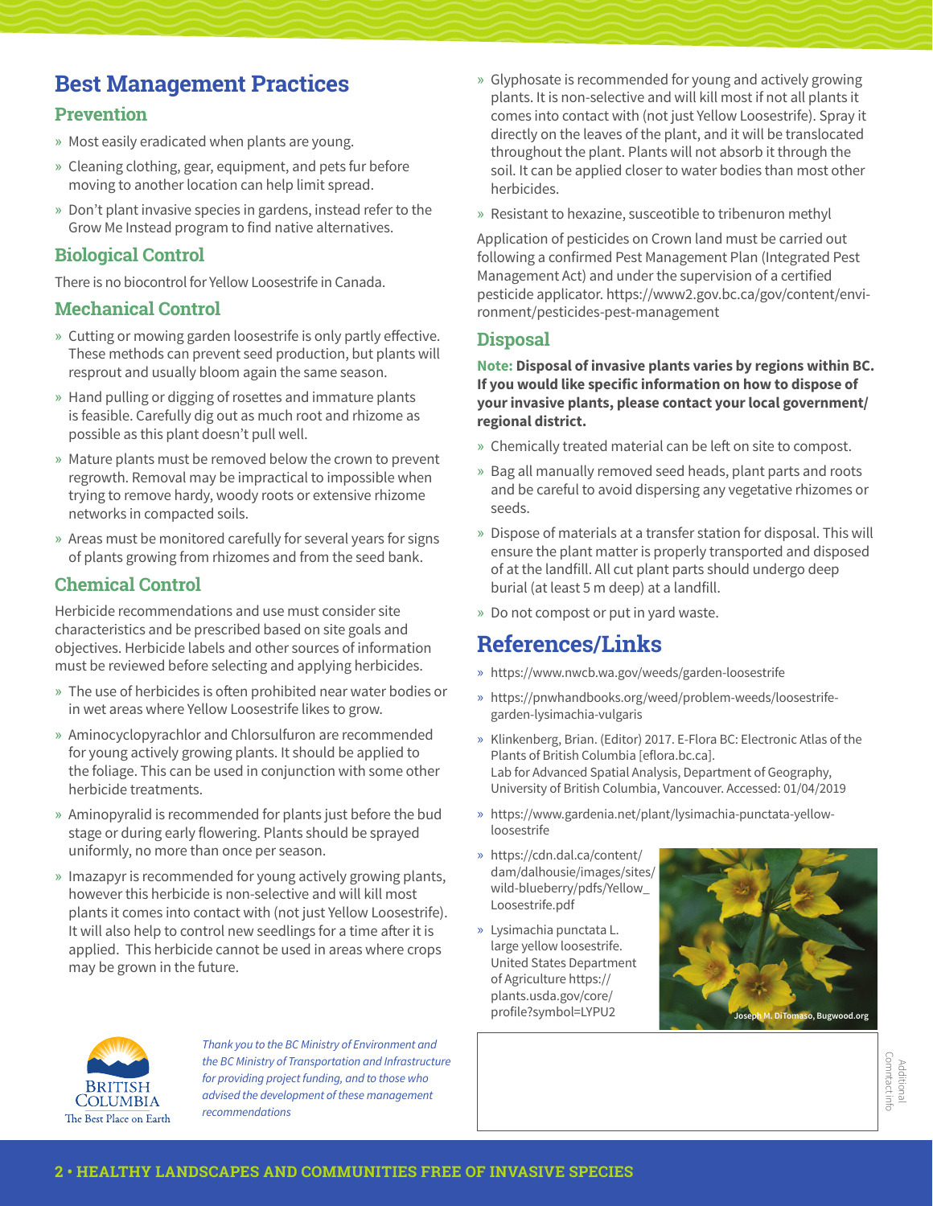## Best Management Practices

### Prevention

- Most easily eradicated when plants are young.
- Cleaning clothing, gear, equipment, and pets fur before moving to another location can help limit spread.
- Don't plant invasive species in gardens, instead refer to the Grow Me Instead program to find native alternatives.

### Biological Control

There is no biocontrol for Yellow Loosestrife in Canada.

### Mechanical Control

- Cutting or mowing garden loosestrife is only partly effective. These methods can prevent seed production, but plants will resprout and usually bloom again the same season.
- Hand pulling or digging of rosettes and immature plants is feasible. Carefully dig out as much root and rhizome as possible as this plant doesn't pull well.
- Mature plants must be removed below the crown to prevent regrowth. Removal may be impractical to impossible when trying to remove hardy, woody roots or extensive rhizome networks in compacted soils.
- Areas must be monitored carefully for several years for signs of plants growing from rhizomes and from the seed bank.

### Chemical Control

Herbicide recommendations and use must consider site characteristics and be prescribed based on site goals and objectives. Herbicide labels and other sources of information must be reviewed before selecting and applying herbicides.

- The use of herbicides is often prohibited near water bodies or in wet areas where Yellow Loosestrife likes to grow.
- Aminocyclopyrachlor and Chlorsulfuron are recommended for young actively growing plants. It should be applied to the foliage. This can be used in conjunction with some other herbicide treatments.
- Aminopyralid is recommended for plants just before the bud stage or during early flowering. Plants should be sprayed uniformly, no more than once per season.
- Imazapyr is recommended for young actively growing plants, however this herbicide is non-selective and will kill most plants it comes into contact with (not just Yellow Loosestrife). It will also help to control new seedlings for a time after it is applied. This herbicide cannot be used in areas where crops may be grown in the future.
- Glyphosate is recommended for young and actively growing plants. It is non-selective and will kill most if not all plants it comes into contact with (not just Yellow Loosestrife). Spray it directly on the leaves of the plant, and it will be translocated throughout the plant. Plants will not absorb it through the soil. It can be applied closer to water bodies than most other herbicides.
- Resistant to hexazine, susceotible to tribenuron methyl

Application of pesticides on Crown land must be carried out following a confirmed Pest Management Plan (Integrated Pest Management Act) and under the supervision of a certified pesticide applicator. https://www2.gov.bc.ca/gov/content/environment/pesticides-pest-management

### Disposal

**Note: Disposal of invasive plants varies by regions within BC. If you would like specific information on how to dispose of your invasive plants, please contact your local government/ regional district.**

- Chemically treated material can be left on site to compost.
- Bag all manually removed seed heads, plant parts and roots and be careful to avoid dispersing any vegetative rhizomes or seeds.
- Dispose of materials at a transfer station for disposal. This will ensure the plant matter is properly transported and disposed of at the landfill. All cut plant parts should undergo deep burial (at least 5 m deep) at a landfill.
- Do not compost or put in yard waste.

## References/Links

- https://www.nwcb.wa.gov/weeds/garden-loosestrife
- https://pnwhandbooks.org/weed/problem-weeds/loosestrife-garden-lysimachia-vulgaris
- Klinkenberg, Brian. (Editor) 2017. E-Flora BC: Electronic Atlas of the Plants of British Columbia [eflora.bc.ca]. Lab for Advanced Spatial Analysis, Department of Geography, University of British Columbia, Vancouver. Accessed: 01/04/2019
- https://www.gardenia.net/plant/lysimachia-punctata-yellow-loosestrife
- https://cdn.dal.ca/content/dam/dalhousie/images/sites/wild-blueberry/pdfs/Yellow_Loosestrife.pdf
- Lysimachia punctata L. large yellow loosestrife. United States Department of Agriculture https://plants.usda.gov/core/profile?symbol=LYPU2

Joseph M. DiTomaso, Bugwood.org

*Thank you to the BC Ministry of Environment and the BC Ministry of Transportation and Infrastructure for providing project funding, and to those who advised the development of these management recommendations*

Additional Contact Info